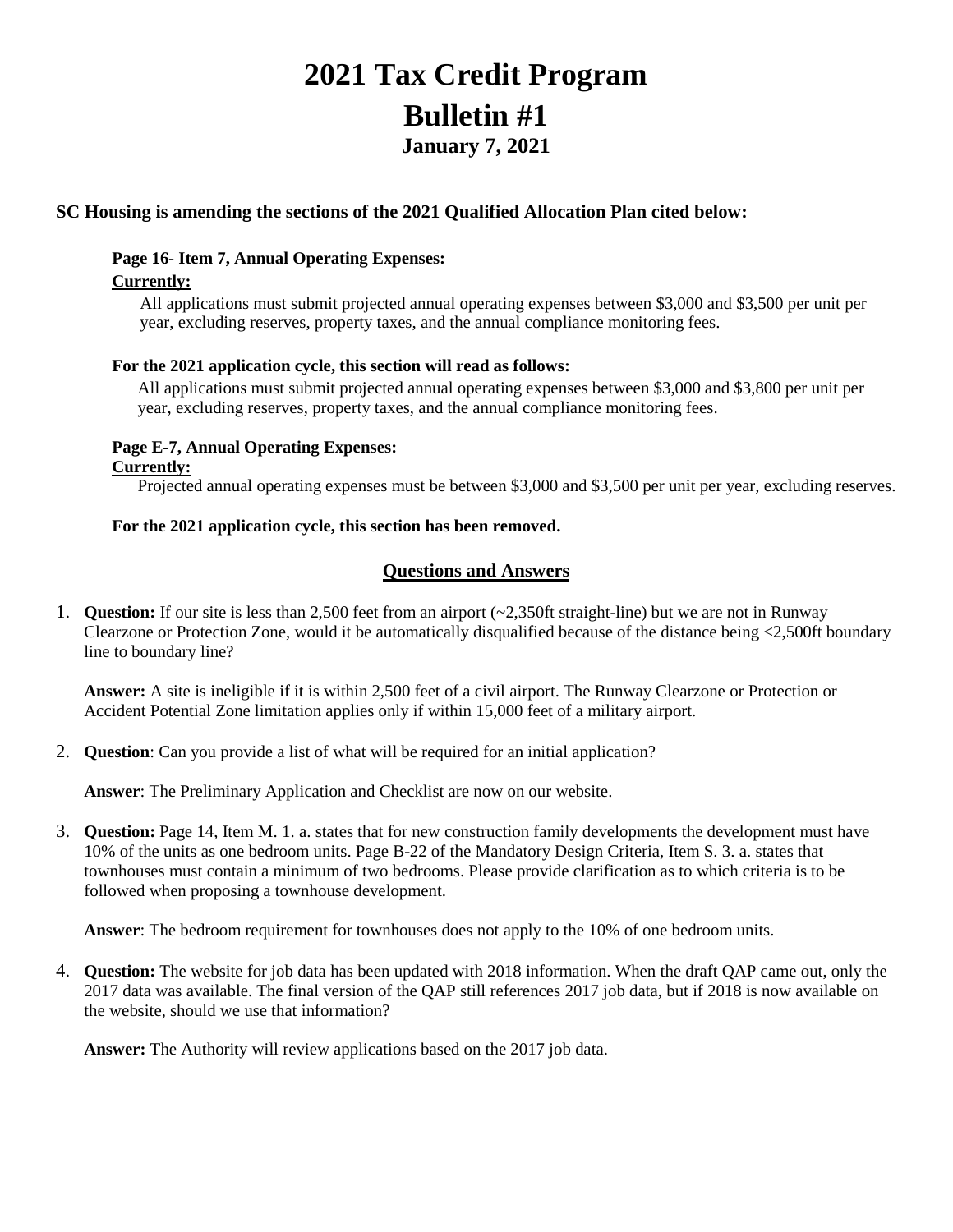# 2021 Tax Credit Program

# Bulletin #1

### January 7, 2021

**SC Housing is amending the sections of the 2021 Qualified Allocation Plan cited below:**

**Page 16- Item 7, Annual Operating Expenses:**

**Currently:**

All applications must submit projected annual operating expenses between $3,000 and $3,500 per unit per year, excluding reserves, property taxes, and the annual compliance monitoring fees.

**For the 2021 application cycle, this section will read as follows:**

All applications must submit projected annual operating expenses between $3,000 and $3,800 per unit per year, excluding reserves, property taxes, and the annual compliance monitoring fees.

**Page E-7, Annual Operating Expenses:**

**Currently:**

Projected annual operating expenses must be between $3,000 and $3,500 per unit per year, excluding reserves.

**For the 2021 application cycle, this section has been removed.**

## Questions and Answers

1. **Question:** If our site is less than 2,500 feet from an airport (~2,350ft straight-line) but we are not in Runway Clearzone or Protection Zone, would it be automatically disqualified because of the distance being <2,500ft boundary line to boundary line?

   **Answer:** A site is ineligible if it is within 2,500 feet of a civil airport. The Runway Clearzone or Protection or Accident Potential Zone limitation applies only if within 15,000 feet of a military airport.

2. **Question**: Can you provide a list of what will be required for an initial application?

   **Answer**: The Preliminary Application and Checklist are now on our website.

3. **Question:** Page 14, Item M. 1. a. states that for new construction family developments the development must have 10% of the units as one bedroom units. Page B-22 of the Mandatory Design Criteria, Item S. 3. a. states that townhouses must contain a minimum of two bedrooms. Please provide clarification as to which criteria is to be followed when proposing a townhouse development.

   **Answer**: The bedroom requirement for townhouses does not apply to the 10% of one bedroom units.

4. **Question:** The website for job data has been updated with 2018 information. When the draft QAP came out, only the 2017 data was available. The final version of the QAP still references 2017 job data, but if 2018 is now available on the website, should we use that information?

   **Answer:** The Authority will review applications based on the 2017 job data.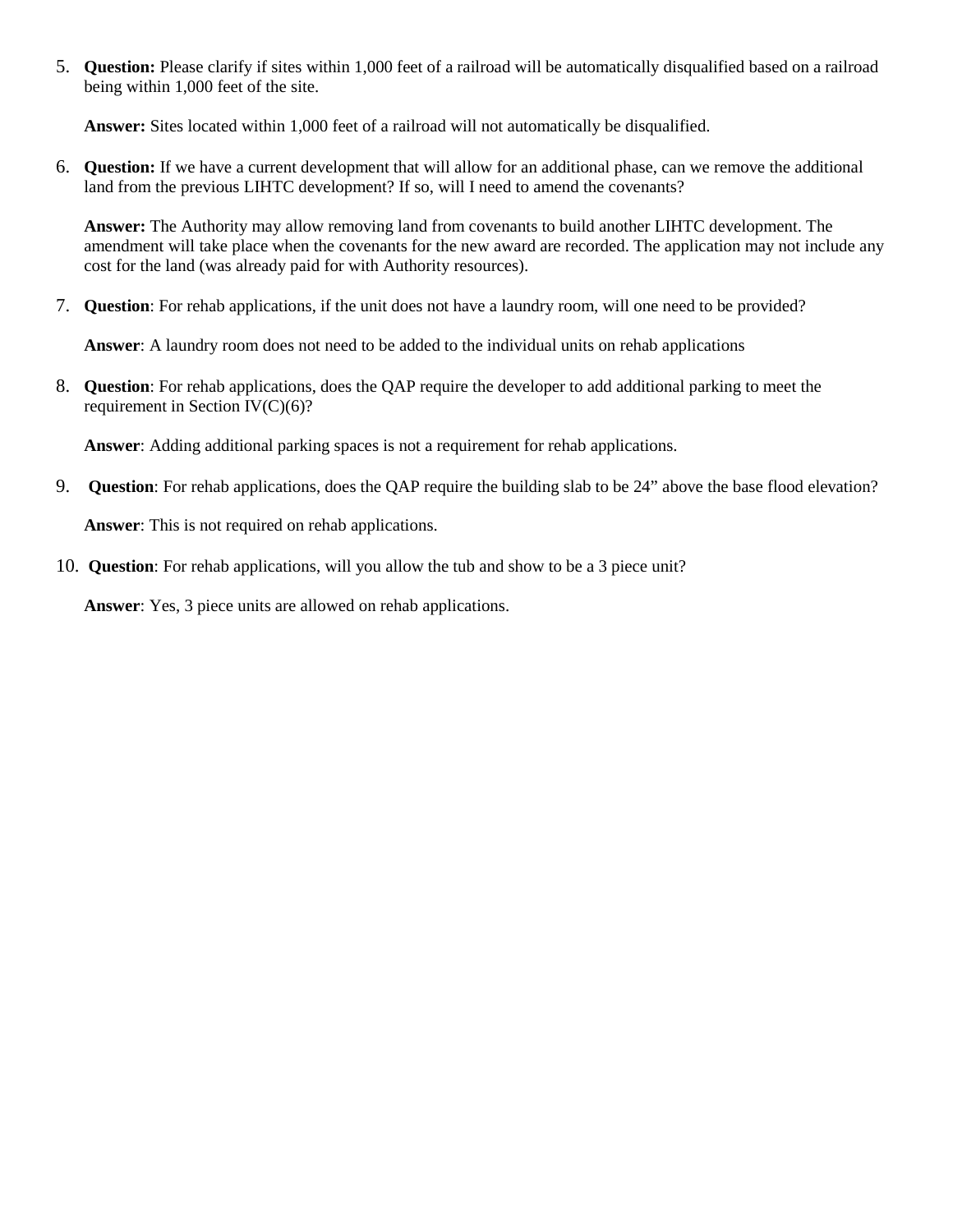5. **Question:** Please clarify if sites within 1,000 feet of a railroad will be automatically disqualified based on a railroad being within 1,000 feet of the site.

   **Answer:** Sites located within 1,000 feet of a railroad will not automatically be disqualified.

6. **Question:** If we have a current development that will allow for an additional phase, can we remove the additional land from the previous LIHTC development? If so, will I need to amend the covenants?

   **Answer:** The Authority may allow removing land from covenants to build another LIHTC development. The amendment will take place when the covenants for the new award are recorded. The application may not include any cost for the land (was already paid for with Authority resources).

7. **Question**: For rehab applications, if the unit does not have a laundry room, will one need to be provided?

   **Answer**: A laundry room does not need to be added to the individual units on rehab applications

8. **Question**: For rehab applications, does the QAP require the developer to add additional parking to meet the requirement in Section IV(C)(6)?

   **Answer**: Adding additional parking spaces is not a requirement for rehab applications.

9. **Question**: For rehab applications, does the QAP require the building slab to be 24" above the base flood elevation?

   **Answer**: This is not required on rehab applications.

10. **Question**: For rehab applications, will you allow the tub and show to be a 3 piece unit?

    **Answer**: Yes, 3 piece units are allowed on rehab applications.